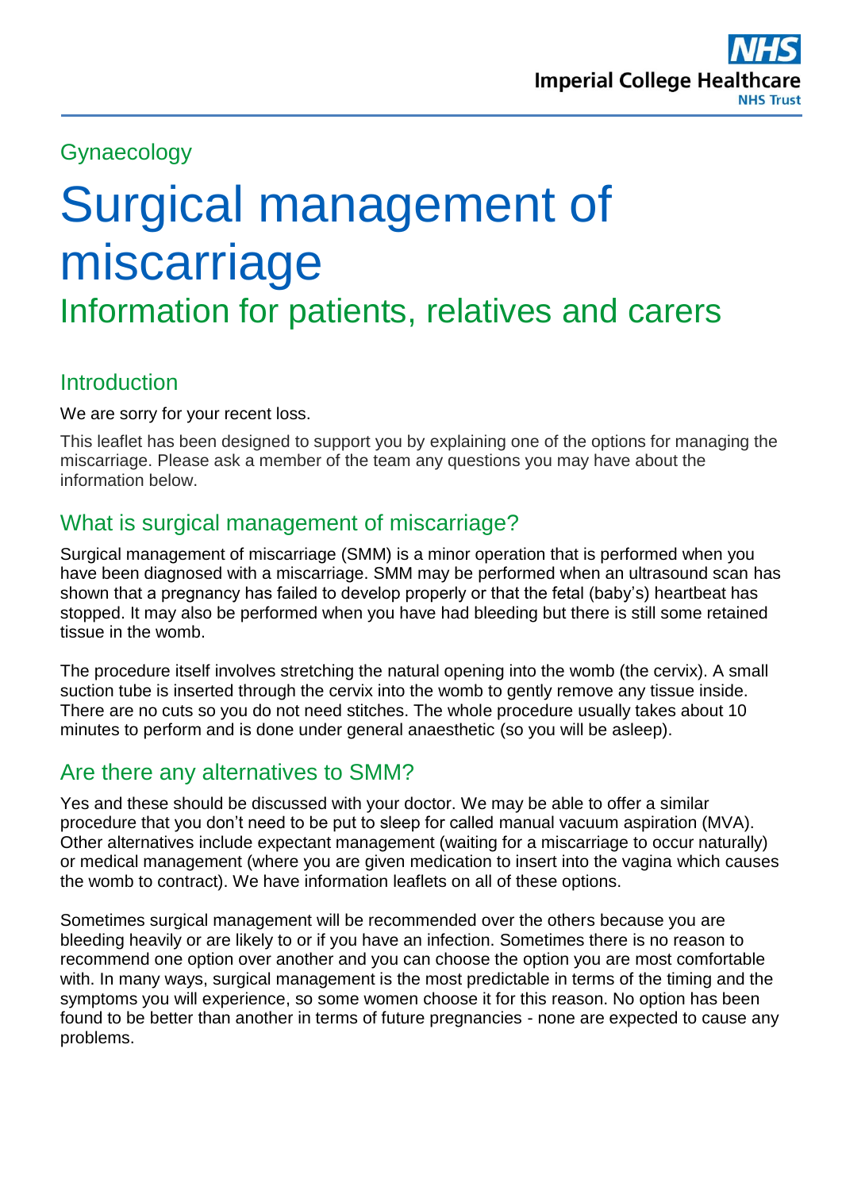Gynaecology

# Surgical management of miscarriage

## Information for patients, relatives and carers

## Introduction

We are sorry for your recent loss.

This leaflet has been designed to support you by explaining one of the options for managing the miscarriage. Please ask a member of the team any questions you may have about the information below.

## What is surgical management of miscarriage?

Surgical management of miscarriage (SMM) is a minor operation that is performed when you have been diagnosed with a miscarriage. SMM may be performed when an ultrasound scan has shown that a pregnancy has failed to develop properly or that the fetal (baby's) heartbeat has stopped. It may also be performed when you have had bleeding but there is still some retained tissue in the womb.

The procedure itself involves stretching the natural opening into the womb (the cervix). A small suction tube is inserted through the cervix into the womb to gently remove any tissue inside. There are no cuts so you do not need stitches. The whole procedure usually takes about 10 minutes to perform and is done under general anaesthetic (so you will be asleep).

## Are there any alternatives to SMM?

Yes and these should be discussed with your doctor. We may be able to offer a similar procedure that you don't need to be put to sleep for called manual vacuum aspiration (MVA). Other alternatives include expectant management (waiting for a miscarriage to occur naturally) or medical management (where you are given medication to insert into the vagina which causes the womb to contract). We have information leaflets on all of these options.

Sometimes surgical management will be recommended over the others because you are bleeding heavily or are likely to or if you have an infection. Sometimes there is no reason to recommend one option over another and you can choose the option you are most comfortable with. In many ways, surgical management is the most predictable in terms of the timing and the symptoms you will experience, so some women choose it for this reason. No option has been found to be better than another in terms of future pregnancies - none are expected to cause any problems.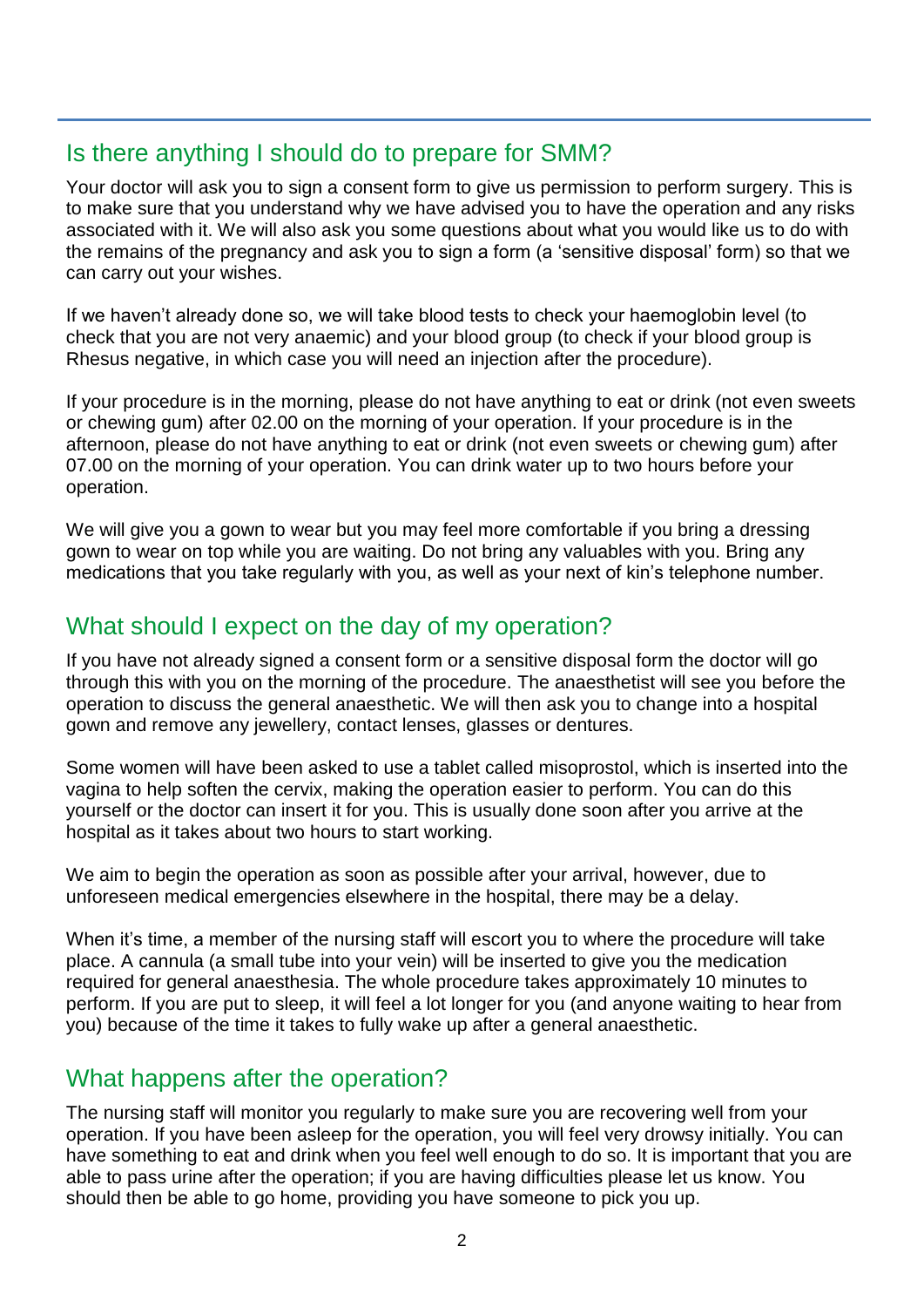## Is there anything I should do to prepare for SMM?

Your doctor will ask you to sign a consent form to give us permission to perform surgery. This is to make sure that you understand why we have advised you to have the operation and any risks associated with it. We will also ask you some questions about what you would like us to do with the remains of the pregnancy and ask you to sign a form (a 'sensitive disposal' form) so that we can carry out your wishes.

If we haven't already done so, we will take blood tests to check your haemoglobin level (to check that you are not very anaemic) and your blood group (to check if your blood group is Rhesus negative, in which case you will need an injection after the procedure).

If your procedure is in the morning, please do not have anything to eat or drink (not even sweets or chewing gum) after 02.00 on the morning of your operation. If your procedure is in the afternoon, please do not have anything to eat or drink (not even sweets or chewing gum) after 07.00 on the morning of your operation. You can drink water up to two hours before your operation.

We will give you a gown to wear but you may feel more comfortable if you bring a dressing gown to wear on top while you are waiting. Do not bring any valuables with you. Bring any medications that you take regularly with you, as well as your next of kin's telephone number.

## What should I expect on the day of my operation?

If you have not already signed a consent form or a sensitive disposal form the doctor will go through this with you on the morning of the procedure. The anaesthetist will see you before the operation to discuss the general anaesthetic. We will then ask you to change into a hospital gown and remove any jewellery, contact lenses, glasses or dentures.

Some women will have been asked to use a tablet called misoprostol, which is inserted into the vagina to help soften the cervix, making the operation easier to perform. You can do this yourself or the doctor can insert it for you. This is usually done soon after you arrive at the hospital as it takes about two hours to start working.

We aim to begin the operation as soon as possible after your arrival, however, due to unforeseen medical emergencies elsewhere in the hospital, there may be a delay.

When it's time, a member of the nursing staff will escort you to where the procedure will take place. A cannula (a small tube into your vein) will be inserted to give you the medication required for general anaesthesia. The whole procedure takes approximately 10 minutes to perform. If you are put to sleep, it will feel a lot longer for you (and anyone waiting to hear from you) because of the time it takes to fully wake up after a general anaesthetic.

## What happens after the operation?

The nursing staff will monitor you regularly to make sure you are recovering well from your operation. If you have been asleep for the operation, you will feel very drowsy initially. You can have something to eat and drink when you feel well enough to do so. It is important that you are able to pass urine after the operation; if you are having difficulties please let us know. You should then be able to go home, providing you have someone to pick you up.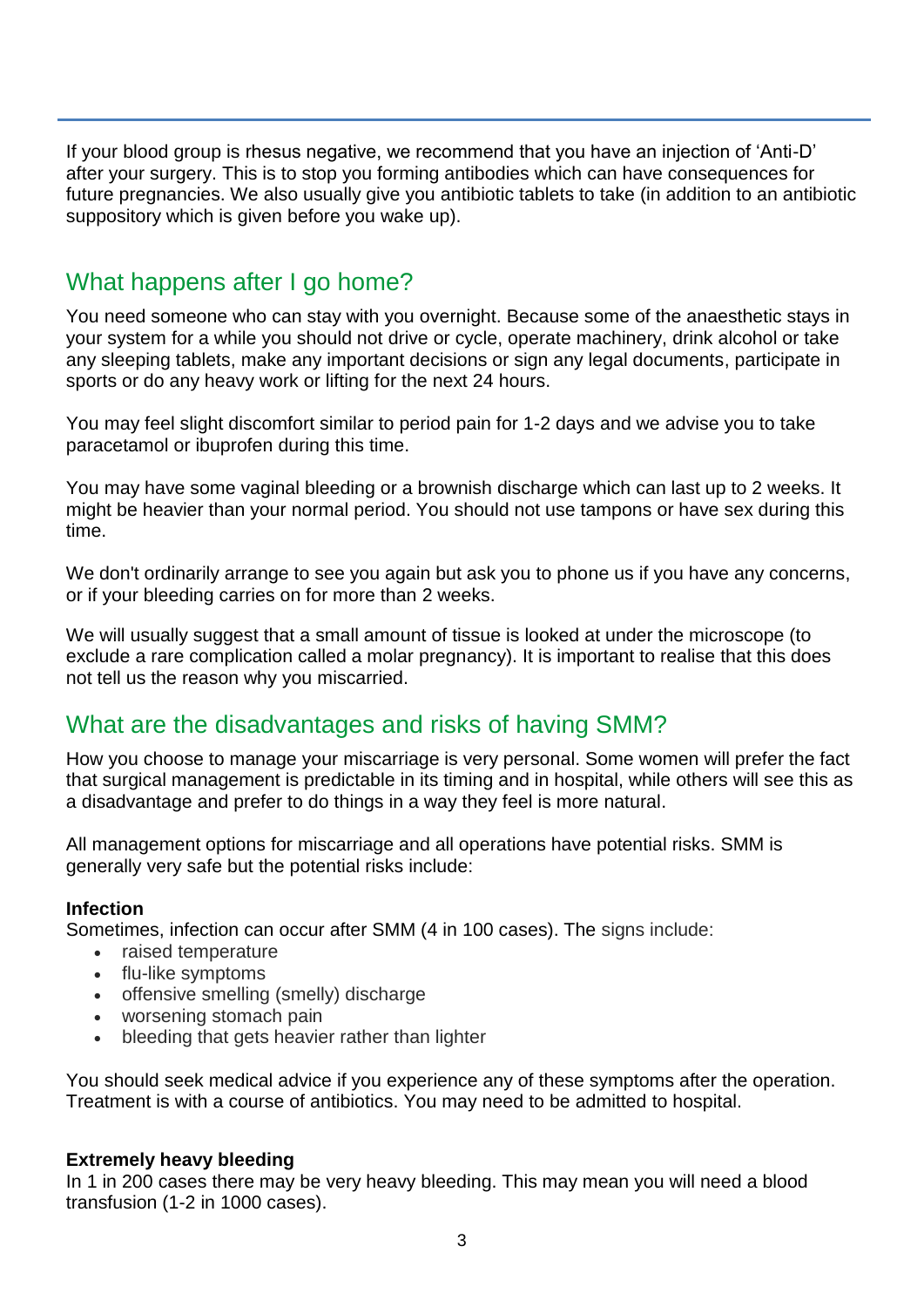If your blood group is rhesus negative, we recommend that you have an injection of 'Anti-D' after your surgery. This is to stop you forming antibodies which can have consequences for future pregnancies. We also usually give you antibiotic tablets to take (in addition to an antibiotic suppository which is given before you wake up).

## What happens after I go home?

You need someone who can stay with you overnight. Because some of the anaesthetic stays in your system for a while you should not drive or cycle, operate machinery, drink alcohol or take any sleeping tablets, make any important decisions or sign any legal documents, participate in sports or do any heavy work or lifting for the next 24 hours.

You may feel slight discomfort similar to period pain for 1-2 days and we advise you to take paracetamol or ibuprofen during this time.

You may have some vaginal bleeding or a brownish discharge which can last up to 2 weeks. It might be heavier than your normal period. You should not use tampons or have sex during this time.

We don't ordinarily arrange to see you again but ask you to phone us if you have any concerns, or if your bleeding carries on for more than 2 weeks.

We will usually suggest that a small amount of tissue is looked at under the microscope (to exclude a rare complication called a molar pregnancy). It is important to realise that this does not tell us the reason why you miscarried.

## What are the disadvantages and risks of having SMM?

How you choose to manage your miscarriage is very personal. Some women will prefer the fact that surgical management is predictable in its timing and in hospital, while others will see this as a disadvantage and prefer to do things in a way they feel is more natural.

All management options for miscarriage and all operations have potential risks. SMM is generally very safe but the potential risks include:

**Infection**
Sometimes, infection can occur after SMM (4 in 100 cases). The signs include:

- raised temperature
- flu-like symptoms
- offensive smelling (smelly) discharge
- worsening stomach pain
- bleeding that gets heavier rather than lighter

You should seek medical advice if you experience any of these symptoms after the operation. Treatment is with a course of antibiotics. You may need to be admitted to hospital.

**Extremely heavy bleeding**
In 1 in 200 cases there may be very heavy bleeding. This may mean you will need a blood transfusion (1-2 in 1000 cases).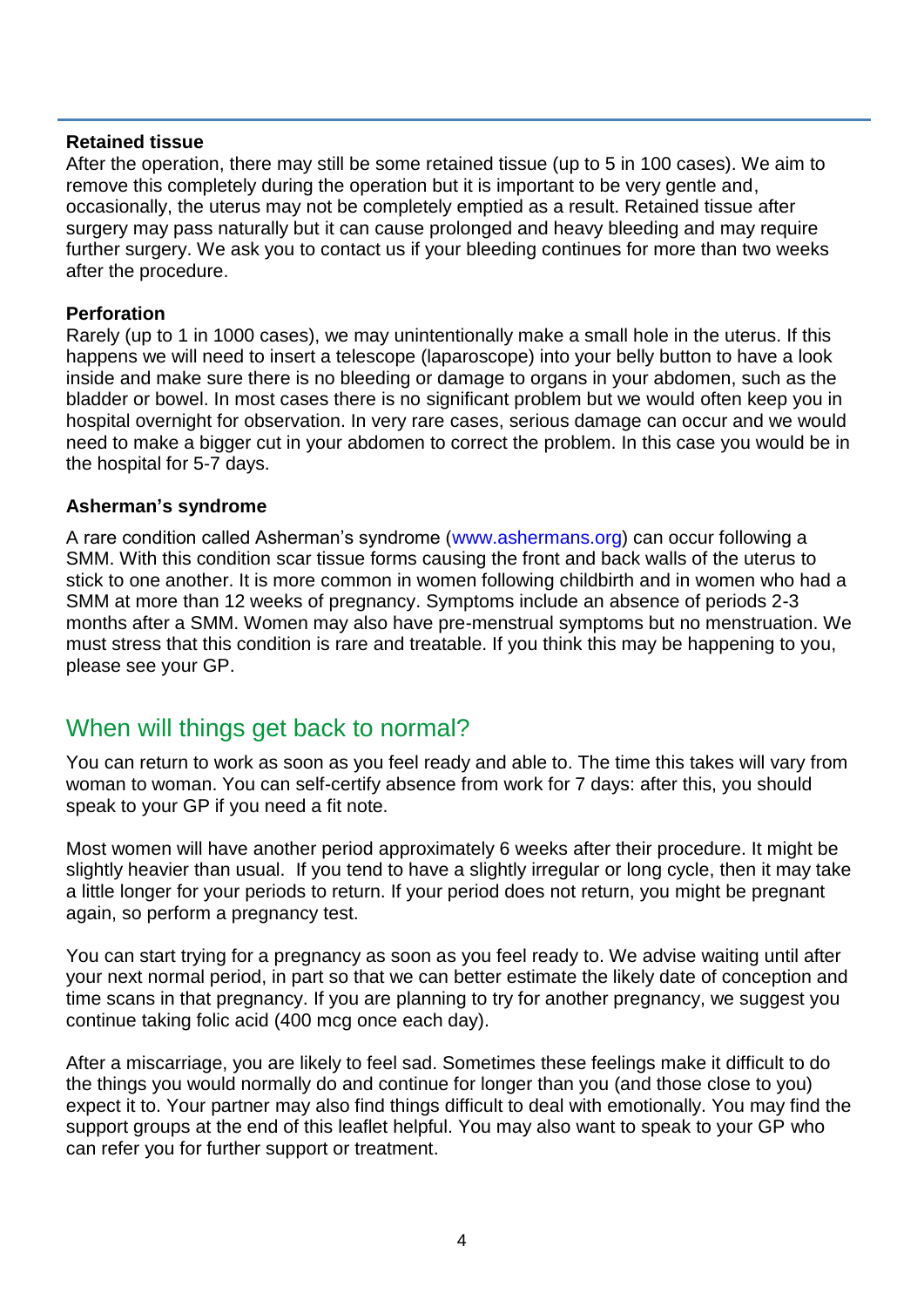**Retained tissue**

After the operation, there may still be some retained tissue (up to 5 in 100 cases). We aim to remove this completely during the operation but it is important to be very gentle and, occasionally, the uterus may not be completely emptied as a result. Retained tissue after surgery may pass naturally but it can cause prolonged and heavy bleeding and may require further surgery. We ask you to contact us if your bleeding continues for more than two weeks after the procedure.

**Perforation**

Rarely (up to 1 in 1000 cases), we may unintentionally make a small hole in the uterus. If this happens we will need to insert a telescope (laparoscope) into your belly button to have a look inside and make sure there is no bleeding or damage to organs in your abdomen, such as the bladder or bowel. In most cases there is no significant problem but we would often keep you in hospital overnight for observation. In very rare cases, serious damage can occur and we would need to make a bigger cut in your abdomen to correct the problem. In this case you would be in the hospital for 5-7 days.

**Asherman's syndrome**

A rare condition called Asherman's syndrome (www.ashermans.org) can occur following a SMM. With this condition scar tissue forms causing the front and back walls of the uterus to stick to one another. It is more common in women following childbirth and in women who had a SMM at more than 12 weeks of pregnancy. Symptoms include an absence of periods 2-3 months after a SMM. Women may also have pre-menstrual symptoms but no menstruation. We must stress that this condition is rare and treatable. If you think this may be happening to you, please see your GP.

## When will things get back to normal?

You can return to work as soon as you feel ready and able to. The time this takes will vary from woman to woman. You can self-certify absence from work for 7 days: after this, you should speak to your GP if you need a fit note.

Most women will have another period approximately 6 weeks after their procedure. It might be slightly heavier than usual. If you tend to have a slightly irregular or long cycle, then it may take a little longer for your periods to return. If your period does not return, you might be pregnant again, so perform a pregnancy test.

You can start trying for a pregnancy as soon as you feel ready to. We advise waiting until after your next normal period, in part so that we can better estimate the likely date of conception and time scans in that pregnancy. If you are planning to try for another pregnancy, we suggest you continue taking folic acid (400 mcg once each day).

After a miscarriage, you are likely to feel sad. Sometimes these feelings make it difficult to do the things you would normally do and continue for longer than you (and those close to you) expect it to. Your partner may also find things difficult to deal with emotionally. You may find the support groups at the end of this leaflet helpful. You may also want to speak to your GP who can refer you for further support or treatment.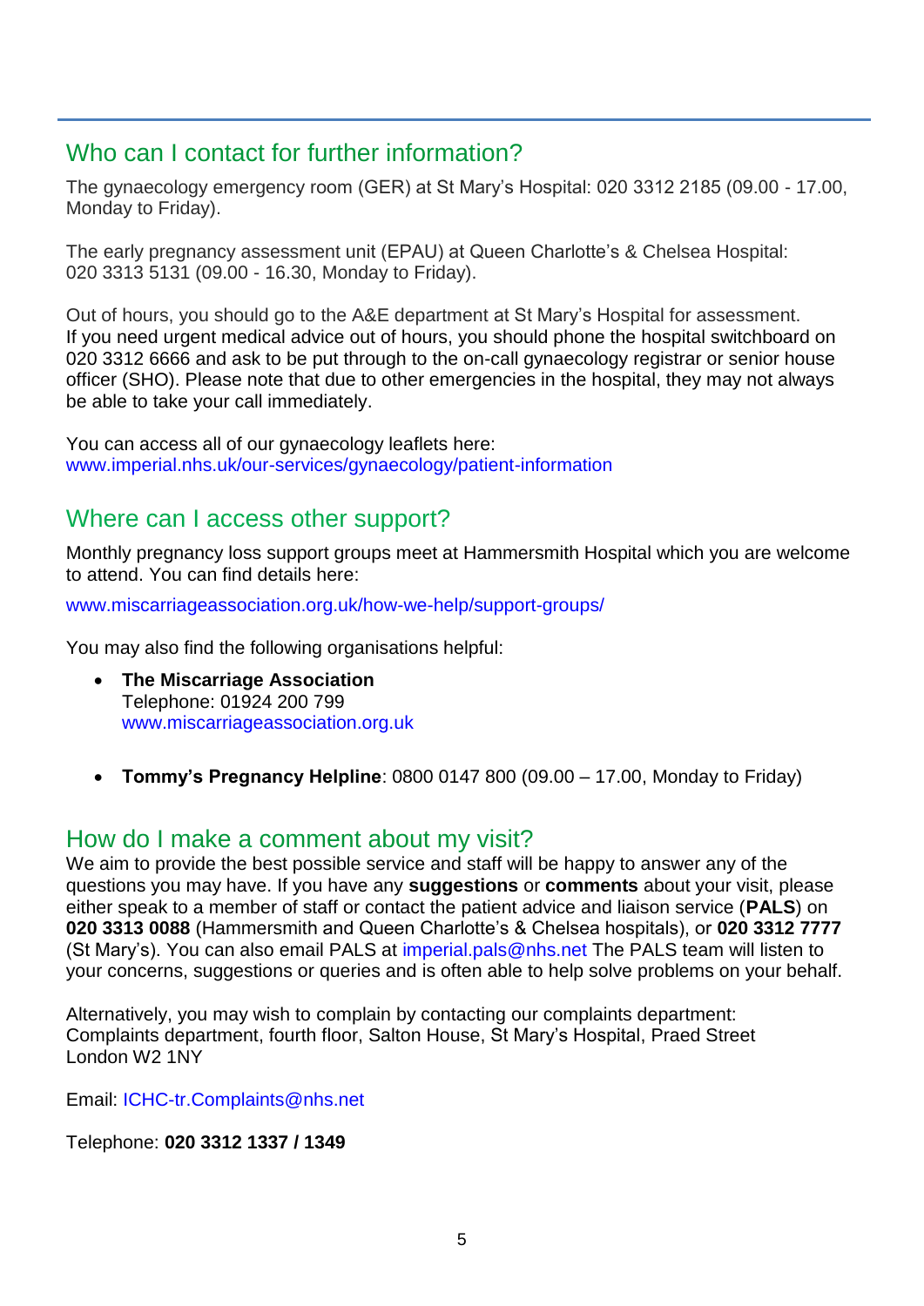## Who can I contact for further information?

The gynaecology emergency room (GER) at St Mary's Hospital: 020 3312 2185 (09.00 - 17.00, Monday to Friday).

The early pregnancy assessment unit (EPAU) at Queen Charlotte's & Chelsea Hospital: 020 3313 5131 (09.00 - 16.30, Monday to Friday).

Out of hours, you should go to the A&E department at St Mary's Hospital for assessment. If you need urgent medical advice out of hours, you should phone the hospital switchboard on 020 3312 6666 and ask to be put through to the on-call gynaecology registrar or senior house officer (SHO). Please note that due to other emergencies in the hospital, they may not always be able to take your call immediately.

You can access all of our gynaecology leaflets here: www.imperial.nhs.uk/our-services/gynaecology/patient-information

## Where can I access other support?

Monthly pregnancy loss support groups meet at Hammersmith Hospital which you are welcome to attend. You can find details here:

www.miscarriageassociation.org.uk/how-we-help/support-groups/

You may also find the following organisations helpful:

- **The Miscarriage Association**
  Telephone: 01924 200 799
  www.miscarriageassociation.org.uk

- **Tommy's Pregnancy Helpline**: 0800 0147 800 (09.00 – 17.00, Monday to Friday)

## How do I make a comment about my visit?

We aim to provide the best possible service and staff will be happy to answer any of the questions you may have. If you have any **suggestions** or **comments** about your visit, please either speak to a member of staff or contact the patient advice and liaison service (**PALS**) on **020 3313 0088** (Hammersmith and Queen Charlotte's & Chelsea hospitals), or **020 3312 7777** (St Mary's). You can also email PALS at imperial.pals@nhs.net The PALS team will listen to your concerns, suggestions or queries and is often able to help solve problems on your behalf.

Alternatively, you may wish to complain by contacting our complaints department:
Complaints department, fourth floor, Salton House, St Mary's Hospital, Praed Street
London W2 1NY

Email: ICHC-tr.Complaints@nhs.net

Telephone: **020 3312 1337 / 1349**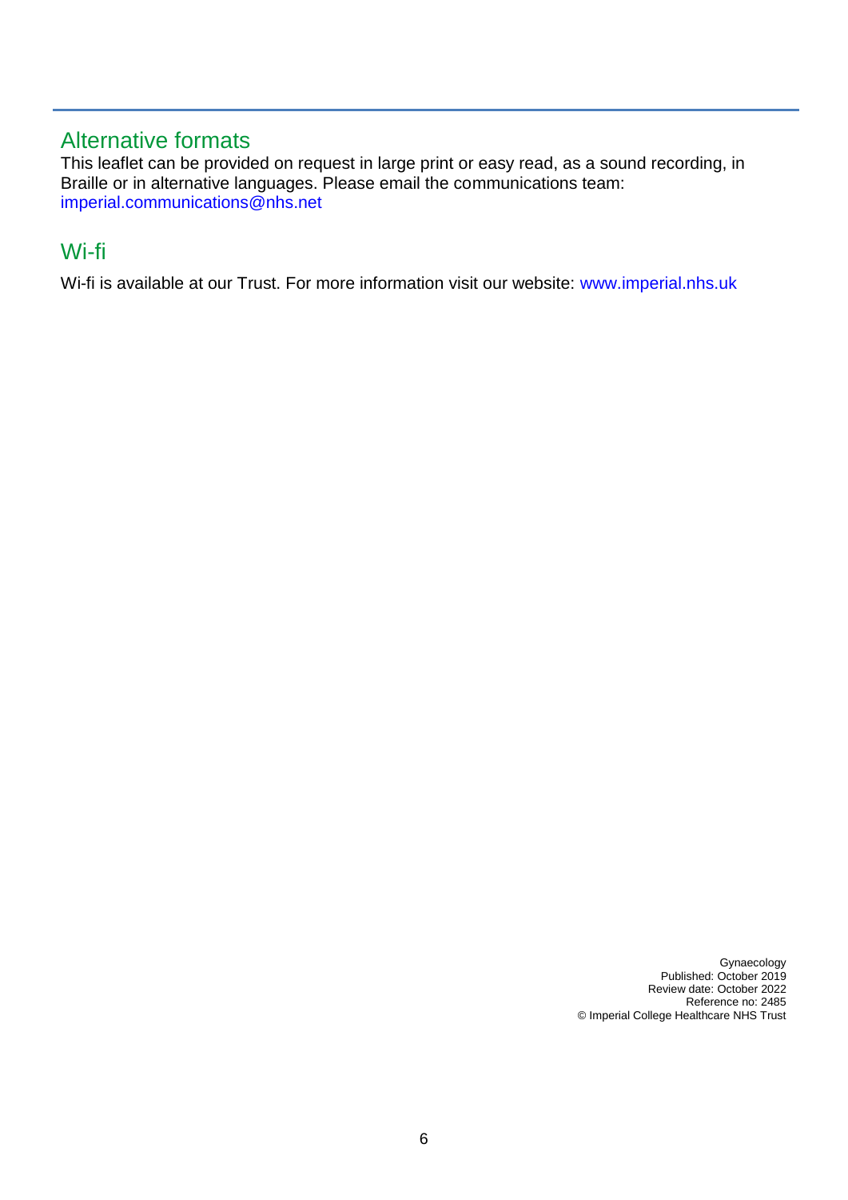## Alternative formats

This leaflet can be provided on request in large print or easy read, as a sound recording, in Braille or in alternative languages. Please email the communications team: imperial.communications@nhs.net

## Wi-fi

Wi-fi is available at our Trust. For more information visit our website: www.imperial.nhs.uk

Gynaecology
Published: October 2019
Review date: October 2022
Reference no: 2485
© Imperial College Healthcare NHS Trust